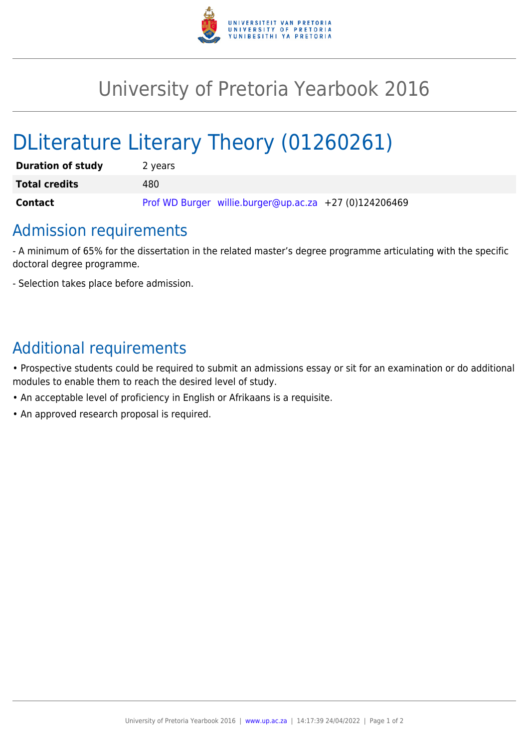# University of Pretoria Yearbook 2016

## DLiterature Literary Theory (01260261)

| | |
|---|---|
| **Duration of study** | 2 years |
| **Total credits** | 480 |
| **Contact** | Prof WD Burger willie.burger@up.ac.za +27 (0)124206469 |

## Admission requirements

- A minimum of 65% for the dissertation in the related master's degree programme articulating with the specific doctoral degree programme.

- Selection takes place before admission.

## Additional requirements

- Prospective students could be required to submit an admissions essay or sit for an examination or do additional modules to enable them to reach the desired level of study.
- An acceptable level of proficiency in English or Afrikaans is a requisite.
- An approved research proposal is required.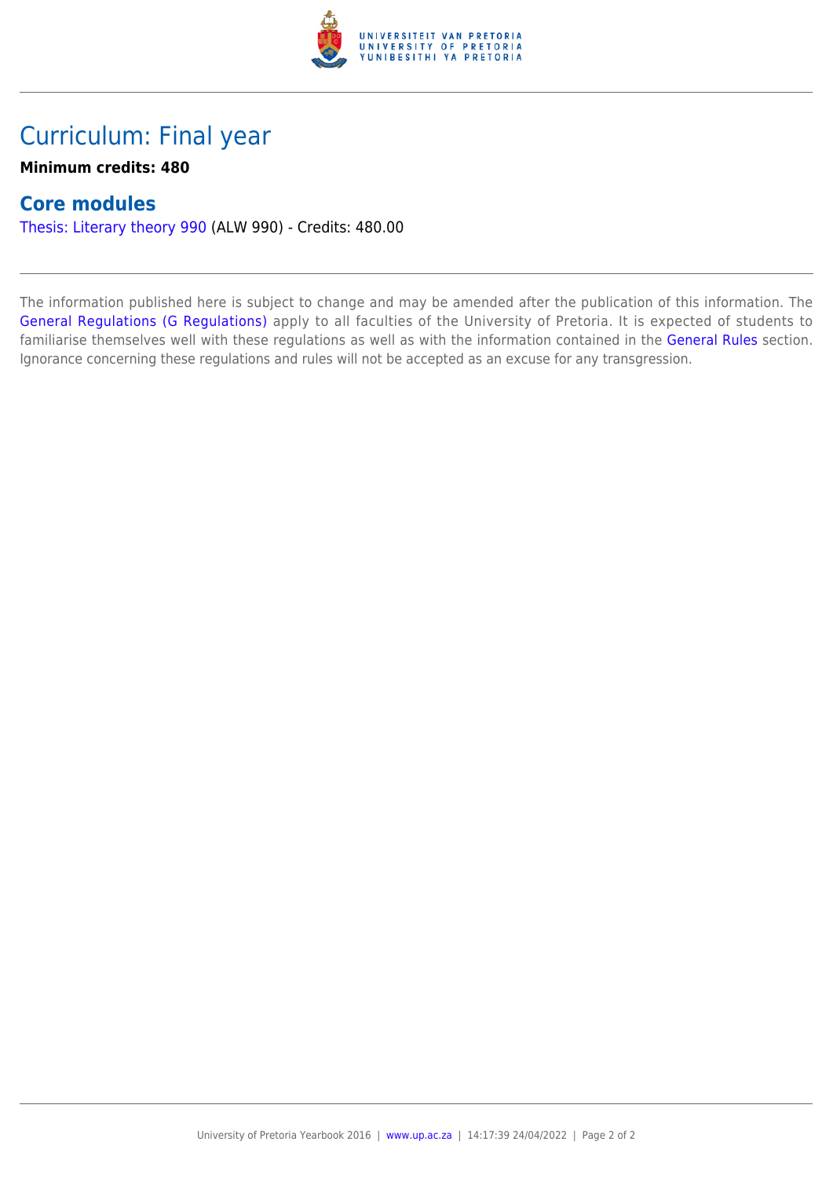## Curriculum: Final year

**Minimum credits: 480**

### Core modules

Thesis: Literary theory 990 (ALW 990) - Credits: 480.00

The information published here is subject to change and may be amended after the publication of this information. The General Regulations (G Regulations) apply to all faculties of the University of Pretoria. It is expected of students to familiarise themselves well with these regulations as well as with the information contained in the General Rules section. Ignorance concerning these regulations and rules will not be accepted as an excuse for any transgression.